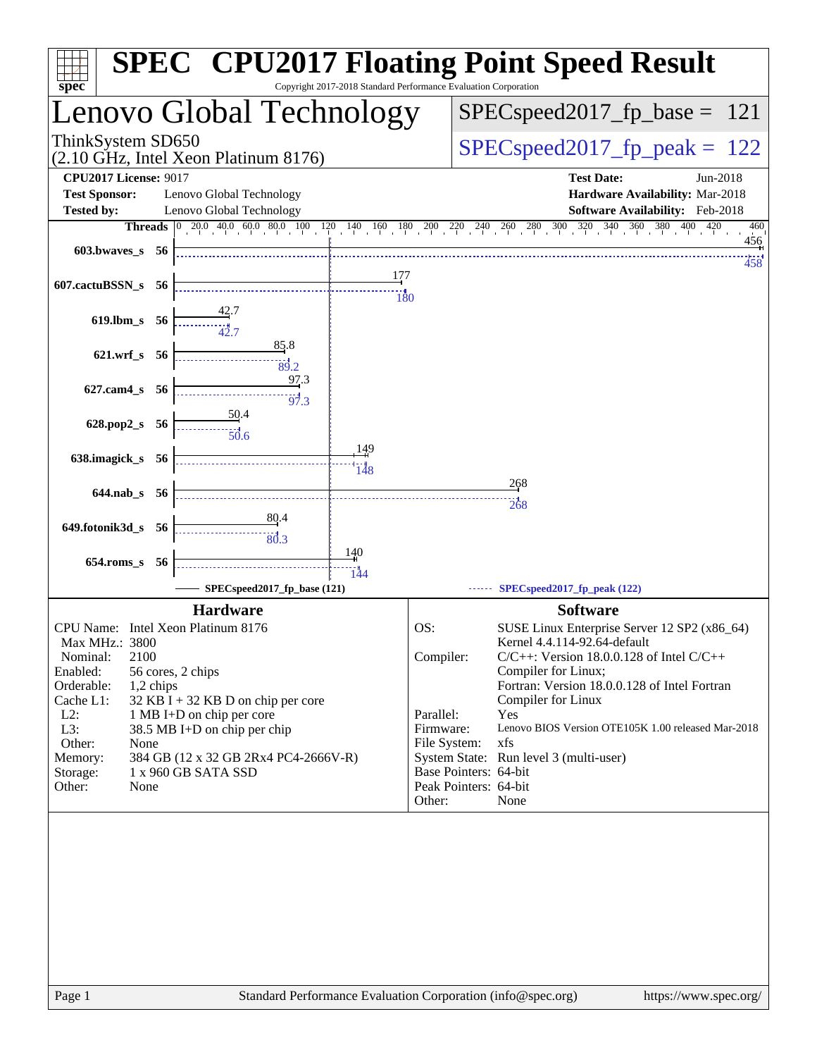# SPEC CPU2017 Floating Point Speed Result

Copyright 2017-2018 Standard Performance Evaluation Corporation

## Lenovo Global Technology

ThinkSystem SD650
(2.10 GHz, Intel Xeon Platinum 8176)

SPECspeed2017_fp_base = 121

SPECspeed2017_fp_peak = 122

**CPU2017 License:** 9017
**Test Sponsor:** Lenovo Global Technology
**Tested by:** Lenovo Global Technology

**Test Date:** Jun-2018
**Hardware Availability:** Mar-2018
**Software Availability:** Feb-2018

| Benchmark | Threads | Base | Peak |
|---|---|---|---|
| 603.bwaves_s | 56 | 456 | 458 |
| 607.cactuBSSN_s | 56 | 177 | 180 |
| 619.lbm_s | 56 | 42.7 | 42.7 |
| 621.wrf_s | 56 | 85.8 | 89.2 |
| 627.cam4_s | 56 | 97.3 | 97.3 |
| 628.pop2_s | 56 | 50.4 | 50.6 |
| 638.imagick_s | 56 | 149 | 148 |
| 644.nab_s | 56 | 268 | 268 |
| 649.fotonik3d_s | 56 | 80.4 | 80.3 |
| 654.roms_s | 56 | 140 | 144 |

SPECspeed2017_fp_base (121) — SPECspeed2017_fp_peak (122)

### Hardware

| | |
|---|---|
| CPU Name: | Intel Xeon Platinum 8176 |
| Max MHz.: | 3800 |
| Nominal: | 2100 |
| Enabled: | 56 cores, 2 chips |
| Orderable: | 1,2 chips |
| Cache L1: | 32 KB I + 32 KB D on chip per core |
| L2: | 1 MB I+D on chip per core |
| L3: | 38.5 MB I+D on chip per chip |
| Other: | None |
| Memory: | 384 GB (12 x 32 GB 2Rx4 PC4-2666V-R) |
| Storage: | 1 x 960 GB SATA SSD |
| Other: | None |

### Software

| | |
|---|---|
| OS: | SUSE Linux Enterprise Server 12 SP2 (x86_64) Kernel 4.4.114-92.64-default |
| Compiler: | C/C++: Version 18.0.0.128 of Intel C/C++ Compiler for Linux; Fortran: Version 18.0.0.128 of Intel Fortran Compiler for Linux |
| Parallel: | Yes |
| Firmware: | Lenovo BIOS Version OTE105K 1.00 released Mar-2018 |
| File System: | xfs |
| System State: | Run level 3 (multi-user) |
| Base Pointers: | 64-bit |
| Peak Pointers: | 64-bit |
| Other: | None |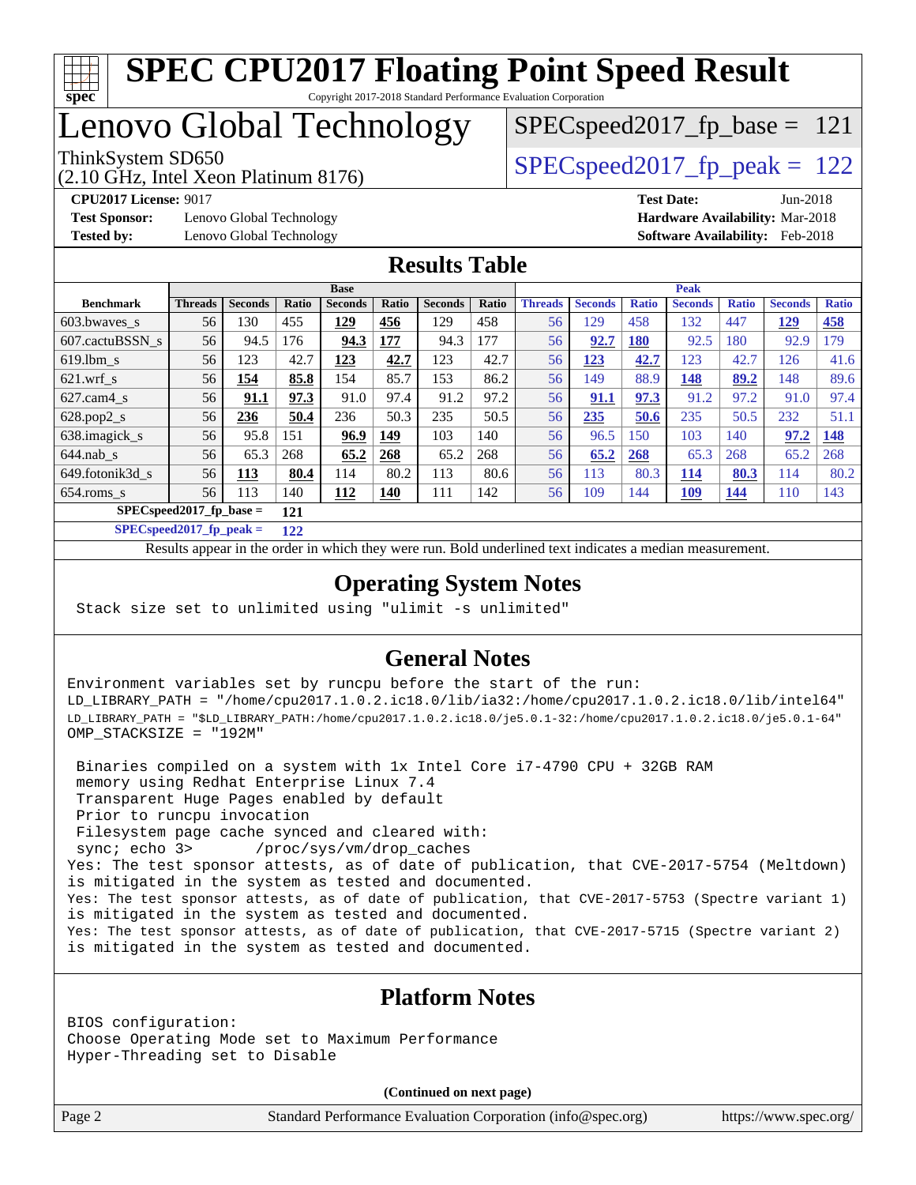# SPEC CPU2017 Floating Point Speed Result

Copyright 2017-2018 Standard Performance Evaluation Corporation

# Lenovo Global Technology

ThinkSystem SD650
(2.10 GHz, Intel Xeon Platinum 8176)

SPECspeed2017_fp_base = 121

SPECspeed2017_fp_peak = 122

**CPU2017 License:** 9017
**Test Sponsor:** Lenovo Global Technology
**Tested by:** Lenovo Global Technology

**Test Date:** Jun-2018
**Hardware Availability:** Mar-2018
**Software Availability:** Feb-2018

## Results Table

| Benchmark | Base | | | | | | | Peak | | | | | | |
|---|---|---|---|---|---|---|---|---|---|---|---|---|---|---|
| | Threads | Seconds | Ratio | Seconds | Ratio | Seconds | Ratio | Threads | Seconds | Ratio | Seconds | Ratio | Seconds | Ratio |
| 603.bwaves_s | 56 | 130 | 455 | **129** | **456** | 129 | 458 | 56 | 129 | 458 | 132 | 447 | **129** | **458** |
| 607.cactuBSSN_s | 56 | 94.5 | 176 | **94.3** | **177** | 94.3 | 177 | 56 | **92.7** | **180** | 92.5 | 180 | 92.9 | 179 |
| 619.lbm_s | 56 | 123 | 42.7 | **123** | **42.7** | 123 | 42.7 | 56 | **123** | **42.7** | 123 | 42.7 | 126 | 41.6 |
| 621.wrf_s | 56 | **154** | **85.8** | 154 | 85.7 | 153 | 86.2 | 56 | 149 | 88.9 | **148** | **89.2** | 148 | 89.6 |
| 627.cam4_s | 56 | **91.1** | **97.3** | 91.0 | 97.4 | 91.2 | 97.2 | 56 | **91.1** | **97.3** | 91.2 | 97.2 | 91.0 | 97.4 |
| 628.pop2_s | 56 | **236** | **50.4** | 236 | 50.3 | 235 | 50.5 | 56 | **235** | **50.6** | 235 | 50.5 | 232 | 51.1 |
| 638.imagick_s | 56 | 95.8 | 151 | **96.9** | **149** | 103 | 140 | 56 | 96.5 | 150 | 103 | 140 | **97.2** | **148** |
| 644.nab_s | 56 | 65.3 | 268 | **65.2** | **268** | 65.2 | 268 | 56 | **65.2** | **268** | 65.3 | 268 | 65.2 | 268 |
| 649.fotonik3d_s | 56 | **113** | **80.4** | 114 | 80.2 | 113 | 80.6 | 56 | 113 | 80.3 | **114** | **80.3** | 114 | 80.2 |
| 654.roms_s | 56 | 113 | 140 | **112** | **140** | 111 | 142 | 56 | 109 | 144 | **109** | **144** | 110 | 143 |

**SPECspeed2017_fp_base = 121**

**SPECspeed2017_fp_peak = 122**

Results appear in the order in which they were run. Bold underlined text indicates a median measurement.

## Operating System Notes

```
Stack size set to unlimited using "ulimit -s unlimited"
```

## General Notes

```
Environment variables set by runcpu before the start of the run:
LD_LIBRARY_PATH = "/home/cpu2017.1.0.2.ic18.0/lib/ia32:/home/cpu2017.1.0.2.ic18.0/lib/intel64"
LD_LIBRARY_PATH = "$LD_LIBRARY_PATH:/home/cpu2017.1.0.2.ic18.0/je5.0.1-32:/home/cpu2017.1.0.2.ic18.0/je5.0.1-64"
OMP_STACKSIZE = "192M"

 Binaries compiled on a system with 1x Intel Core i7-4790 CPU + 32GB RAM
 memory using Redhat Enterprise Linux 7.4
 Transparent Huge Pages enabled by default
 Prior to runcpu invocation
 Filesystem page cache synced and cleared with:
 sync; echo 3>       /proc/sys/vm/drop_caches
Yes: The test sponsor attests, as of date of publication, that CVE-2017-5754 (Meltdown)
is mitigated in the system as tested and documented.
Yes: The test sponsor attests, as of date of publication, that CVE-2017-5753 (Spectre variant 1)
is mitigated in the system as tested and documented.
Yes: The test sponsor attests, as of date of publication, that CVE-2017-5715 (Spectre variant 2)
is mitigated in the system as tested and documented.
```

## Platform Notes

```
BIOS configuration:
Choose Operating Mode set to Maximum Performance
Hyper-Threading set to Disable
```

**(Continued on next page)**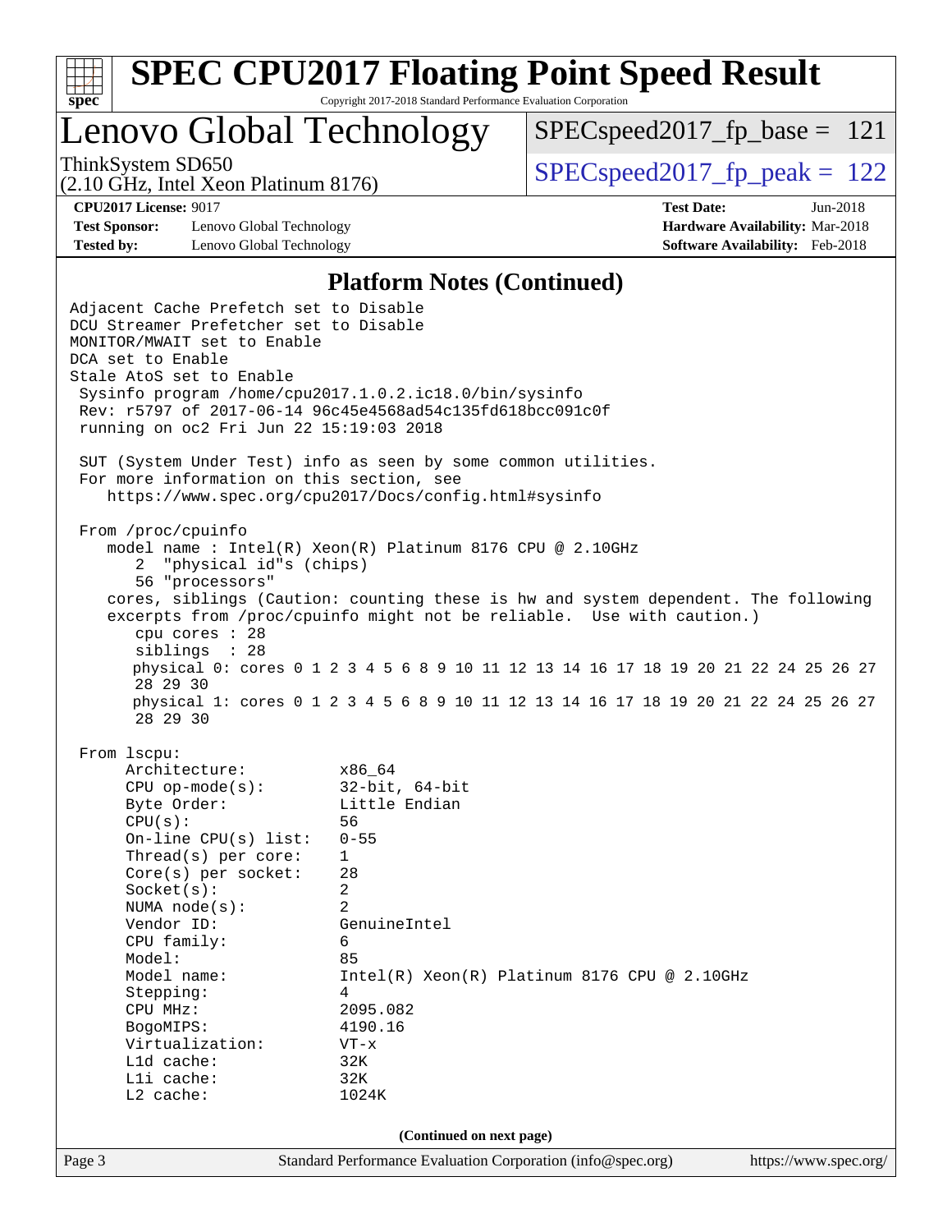# SPEC CPU2017 Floating Point Speed Result

Copyright 2017-2018 Standard Performance Evaluation Corporation

## Lenovo Global Technology

ThinkSystem SD650
(2.10 GHz, Intel Xeon Platinum 8176)

SPECspeed2017_fp_base = 121

SPECspeed2017_fp_peak = 122

**CPU2017 License:** 9017
**Test Sponsor:** Lenovo Global Technology
**Tested by:** Lenovo Global Technology

**Test Date:** Jun-2018
**Hardware Availability:** Mar-2018
**Software Availability:** Feb-2018

### Platform Notes (Continued)

```
Adjacent Cache Prefetch set to Disable
DCU Streamer Prefetcher set to Disable
MONITOR/MWAIT set to Enable
DCA set to Enable
Stale AtoS set to Enable
 Sysinfo program /home/cpu2017.1.0.2.ic18.0/bin/sysinfo
 Rev: r5797 of 2017-06-14 96c45e4568ad54c135fd618bcc091c0f
 running on oc2 Fri Jun 22 15:19:03 2018

 SUT (System Under Test) info as seen by some common utilities.
 For more information on this section, see
    https://www.spec.org/cpu2017/Docs/config.html#sysinfo

 From /proc/cpuinfo
    model name : Intel(R) Xeon(R) Platinum 8176 CPU @ 2.10GHz
       2  "physical id"s (chips)
       56 "processors"
    cores, siblings (Caution: counting these is hw and system dependent. The following
    excerpts from /proc/cpuinfo might not be reliable.  Use with caution.)
       cpu cores : 28
       siblings  : 28
       physical 0: cores 0 1 2 3 4 5 6 8 9 10 11 12 13 14 16 17 18 19 20 21 22 24 25 26 27
       28 29 30
       physical 1: cores 0 1 2 3 4 5 6 8 9 10 11 12 13 14 16 17 18 19 20 21 22 24 25 26 27
       28 29 30

 From lscpu:
      Architecture:          x86_64
      CPU op-mode(s):        32-bit, 64-bit
      Byte Order:            Little Endian
      CPU(s):                56
      On-line CPU(s) list:   0-55
      Thread(s) per core:    1
      Core(s) per socket:    28
      Socket(s):             2
      NUMA node(s):          2
      Vendor ID:             GenuineIntel
      CPU family:            6
      Model:                 85
      Model name:            Intel(R) Xeon(R) Platinum 8176 CPU @ 2.10GHz
      Stepping:              4
      CPU MHz:               2095.082
      BogoMIPS:              4190.16
      Virtualization:        VT-x
      L1d cache:             32K
      L1i cache:             32K
      L2 cache:              1024K
```

(Continued on next page)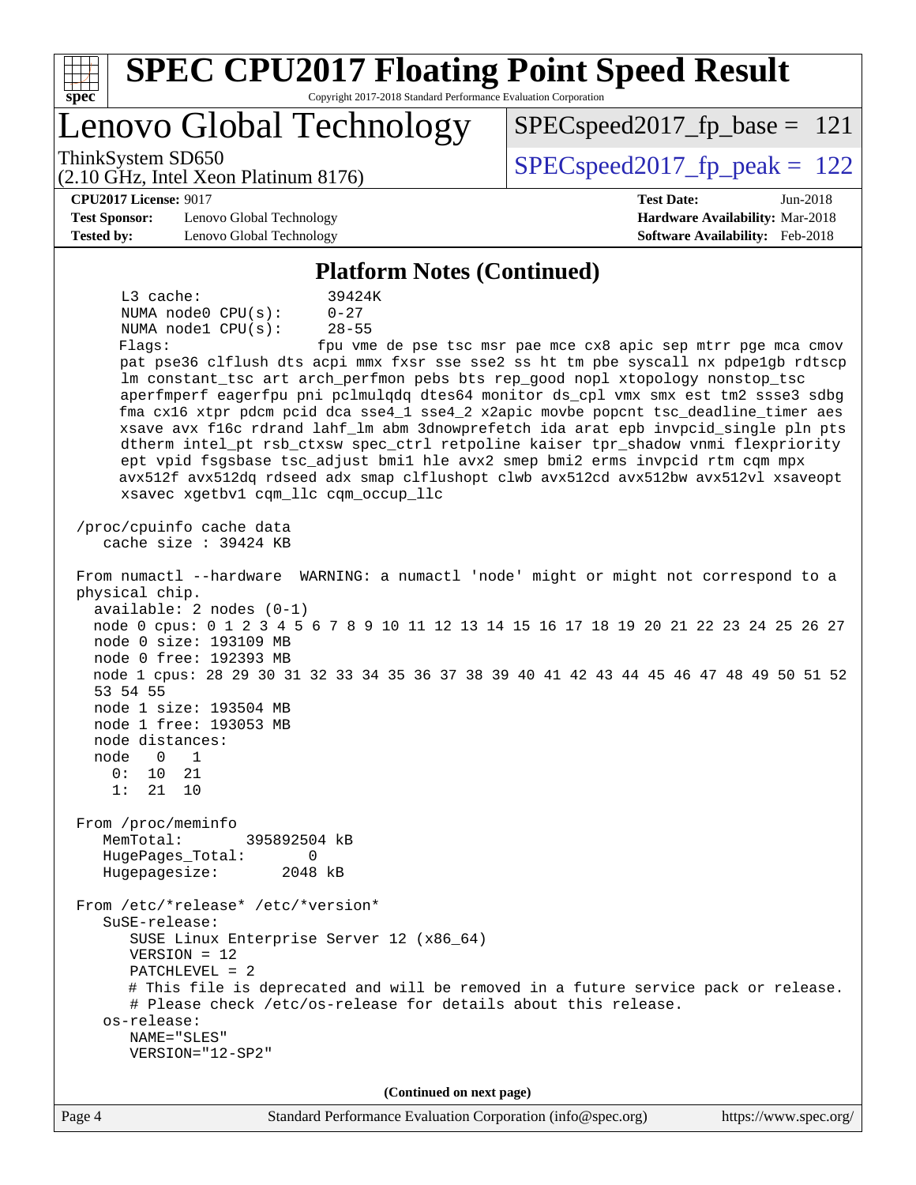## Platform Notes (Continued)

```
      L3 cache:              39424K
      NUMA node0 CPU(s):     0-27
      NUMA node1 CPU(s):     28-55
      Flags:                 fpu vme de pse tsc msr pae mce cx8 apic sep mtrr pge mca cmov
      pat pse36 clflush dts acpi mmx fxsr sse sse2 ss ht tm pbe syscall nx pdpe1gb rdtscp
      lm constant_tsc art arch_perfmon pebs bts rep_good nopl xtopology nonstop_tsc
      aperfmperf eagerfpu pni pclmulqdq dtes64 monitor ds_cpl vmx smx est tm2 ssse3 sdbg
      fma cx16 xtpr pdcm pcid dca sse4_1 sse4_2 x2apic movbe popcnt tsc_deadline_timer aes
      xsave avx f16c rdrand lahf_lm abm 3dnowprefetch ida arat epb invpcid_single pln pts
      dtherm intel_pt rsb_ctxsw spec_ctrl retpoline kaiser tpr_shadow vnmi flexpriority
      ept vpid fsgsbase tsc_adjust bmi1 hle avx2 smep bmi2 erms invpcid rtm cqm mpx
      avx512f avx512dq rdseed adx smap clflushopt clwb avx512cd avx512bw avx512vl xsaveopt
      xsavec xgetbv1 cqm_llc cqm_occup_llc

 /proc/cpuinfo cache data
    cache size : 39424 KB

 From numactl --hardware  WARNING: a numactl 'node' might or might not correspond to a
 physical chip.
   available: 2 nodes (0-1)
   node 0 cpus: 0 1 2 3 4 5 6 7 8 9 10 11 12 13 14 15 16 17 18 19 20 21 22 23 24 25 26 27
   node 0 size: 193109 MB
   node 0 free: 192393 MB
   node 1 cpus: 28 29 30 31 32 33 34 35 36 37 38 39 40 41 42 43 44 45 46 47 48 49 50 51 52
   53 54 55
   node 1 size: 193504 MB
   node 1 free: 193053 MB
   node distances:
   node   0   1
     0:  10  21
     1:  21  10

 From /proc/meminfo
    MemTotal:       395892504 kB
    HugePages_Total:       0
    Hugepagesize:       2048 kB

 From /etc/*release* /etc/*version*
    SuSE-release:
       SUSE Linux Enterprise Server 12 (x86_64)
       VERSION = 12
       PATCHLEVEL = 2
       # This file is deprecated and will be removed in a future service pack or release.
       # Please check /etc/os-release for details about this release.
    os-release:
       NAME="SLES"
       VERSION="12-SP2"
```

(Continued on next page)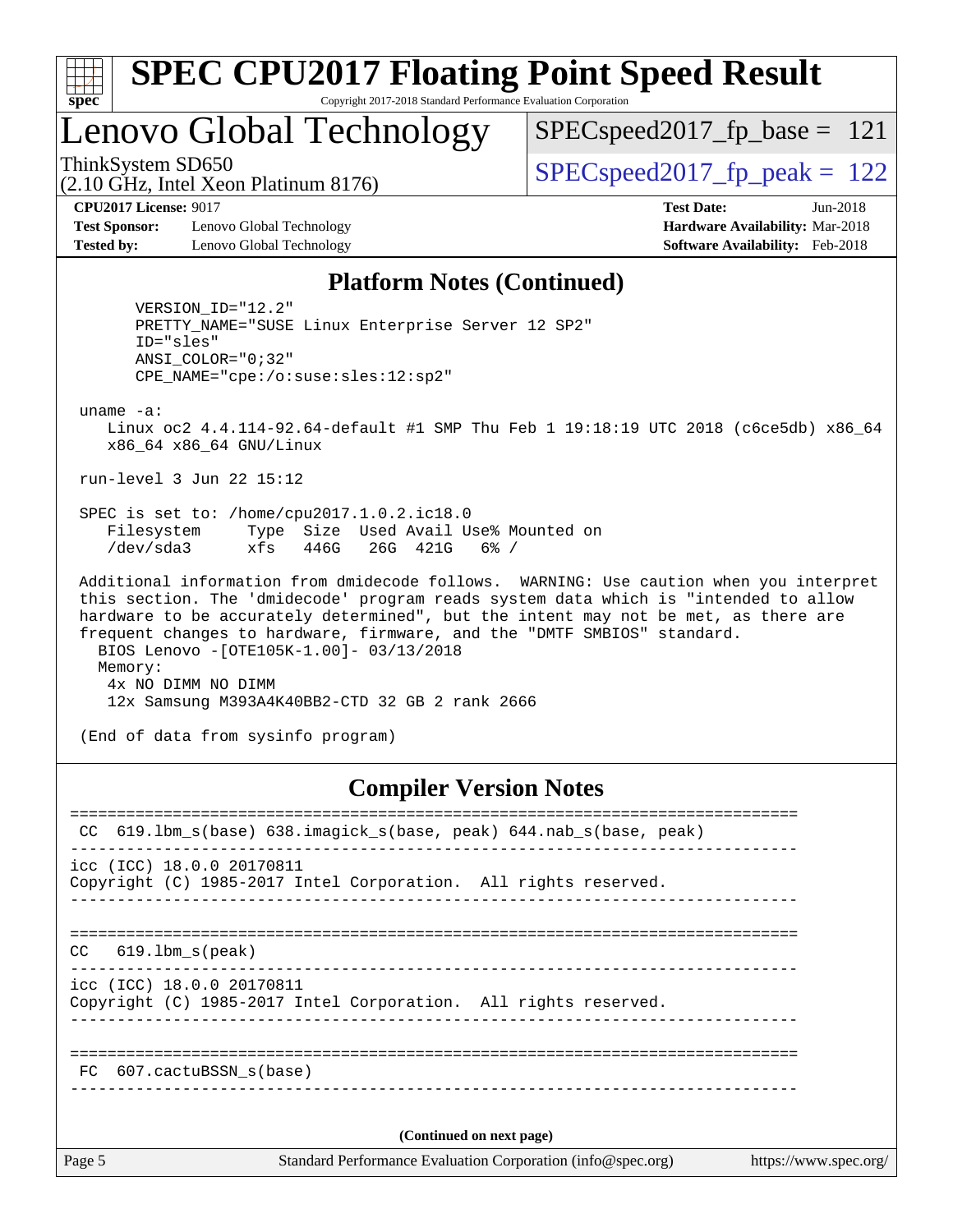## Platform Notes (Continued)

```
      VERSION_ID="12.2"
      PRETTY_NAME="SUSE Linux Enterprise Server 12 SP2"
      ID="sles"
      ANSI_COLOR="0;32"
      CPE_NAME="cpe:/o:suse:sles:12:sp2"

 uname -a:
    Linux oc2 4.4.114-92.64-default #1 SMP Thu Feb 1 19:18:19 UTC 2018 (c6ce5db) x86_64
    x86_64 x86_64 GNU/Linux

 run-level 3 Jun 22 15:12

 SPEC is set to: /home/cpu2017.1.0.2.ic18.0
    Filesystem     Type  Size  Used Avail Use% Mounted on
    /dev/sda3      xfs   446G   26G  421G   6% /

 Additional information from dmidecode follows.  WARNING: Use caution when you interpret
 this section. The 'dmidecode' program reads system data which is "intended to allow
 hardware to be accurately determined", but the intent may not be met, as there are
 frequent changes to hardware, firmware, and the "DMTF SMBIOS" standard.
   BIOS Lenovo -[OTE105K-1.00]- 03/13/2018
   Memory:
    4x NO DIMM NO DIMM
    12x Samsung M393A4K40BB2-CTD 32 GB 2 rank 2666

 (End of data from sysinfo program)
```

## Compiler Version Notes

```
==============================================================================
 CC  619.lbm_s(base) 638.imagick_s(base, peak) 644.nab_s(base, peak)
------------------------------------------------------------------------------
icc (ICC) 18.0.0 20170811
Copyright (C) 1985-2017 Intel Corporation.  All rights reserved.
------------------------------------------------------------------------------

==============================================================================
CC   619.lbm_s(peak)
------------------------------------------------------------------------------
icc (ICC) 18.0.0 20170811
Copyright (C) 1985-2017 Intel Corporation.  All rights reserved.
------------------------------------------------------------------------------

==============================================================================
 FC  607.cactuBSSN_s(base)
------------------------------------------------------------------------------
```

(Continued on next page)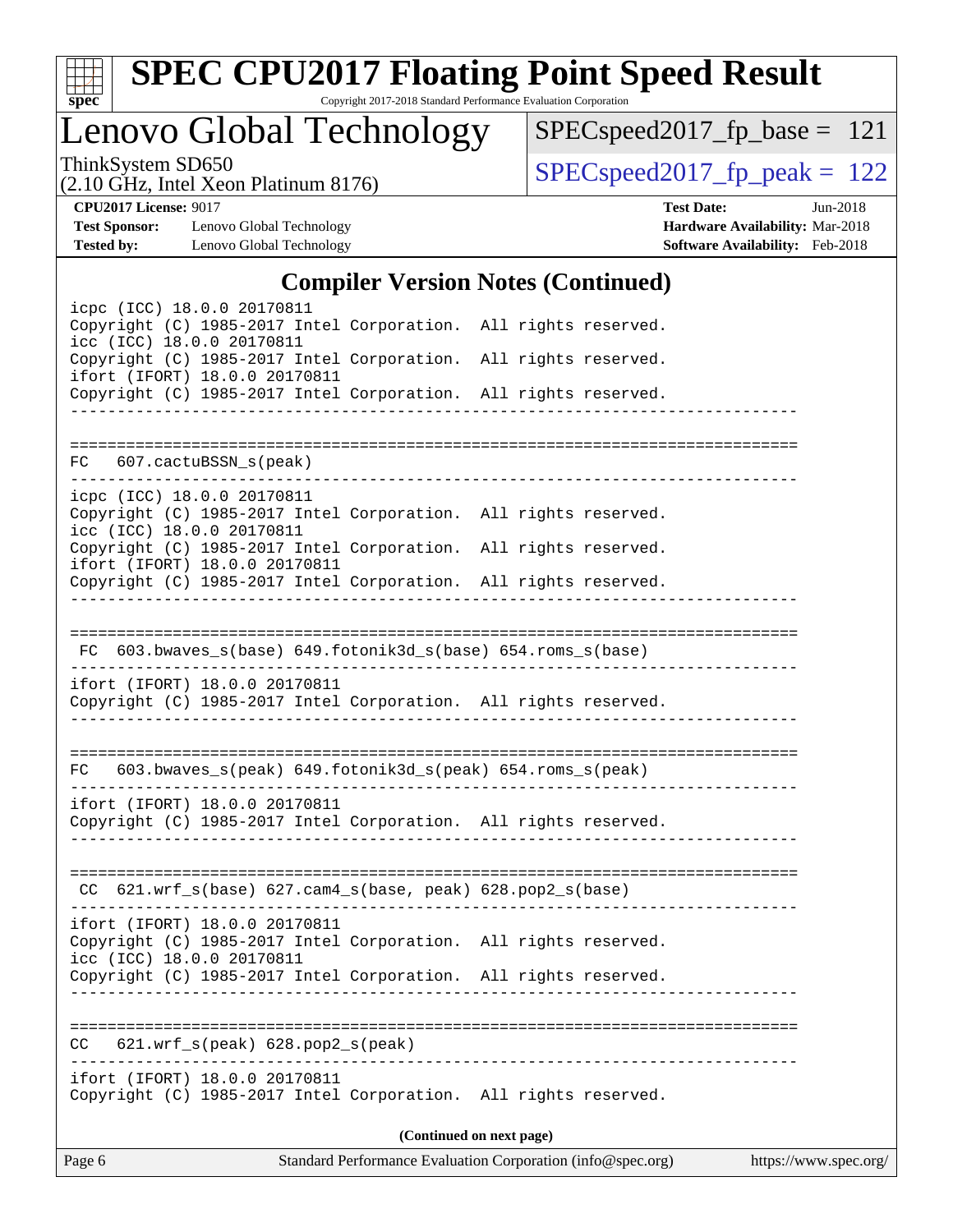## Compiler Version Notes (Continued)

```
icpc (ICC) 18.0.0 20170811
Copyright (C) 1985-2017 Intel Corporation.  All rights reserved.
icc (ICC) 18.0.0 20170811
Copyright (C) 1985-2017 Intel Corporation.  All rights reserved.
ifort (IFORT) 18.0.0 20170811
Copyright (C) 1985-2017 Intel Corporation.  All rights reserved.
------------------------------------------------------------------------------

==============================================================================
FC  607.cactuBSSN_s(peak)
------------------------------------------------------------------------------
icpc (ICC) 18.0.0 20170811
Copyright (C) 1985-2017 Intel Corporation.  All rights reserved.
icc (ICC) 18.0.0 20170811
Copyright (C) 1985-2017 Intel Corporation.  All rights reserved.
ifort (IFORT) 18.0.0 20170811
Copyright (C) 1985-2017 Intel Corporation.  All rights reserved.
------------------------------------------------------------------------------

==============================================================================
FC  603.bwaves_s(base) 649.fotonik3d_s(base) 654.roms_s(base)
------------------------------------------------------------------------------
ifort (IFORT) 18.0.0 20170811
Copyright (C) 1985-2017 Intel Corporation.  All rights reserved.
------------------------------------------------------------------------------

==============================================================================
FC  603.bwaves_s(peak) 649.fotonik3d_s(peak) 654.roms_s(peak)
------------------------------------------------------------------------------
ifort (IFORT) 18.0.0 20170811
Copyright (C) 1985-2017 Intel Corporation.  All rights reserved.
------------------------------------------------------------------------------

==============================================================================
CC  621.wrf_s(base) 627.cam4_s(base, peak) 628.pop2_s(base)
------------------------------------------------------------------------------
ifort (IFORT) 18.0.0 20170811
Copyright (C) 1985-2017 Intel Corporation.  All rights reserved.
icc (ICC) 18.0.0 20170811
Copyright (C) 1985-2017 Intel Corporation.  All rights reserved.
------------------------------------------------------------------------------

==============================================================================
CC  621.wrf_s(peak) 628.pop2_s(peak)
------------------------------------------------------------------------------
ifort (IFORT) 18.0.0 20170811
Copyright (C) 1985-2017 Intel Corporation.  All rights reserved.
```

**(Continued on next page)**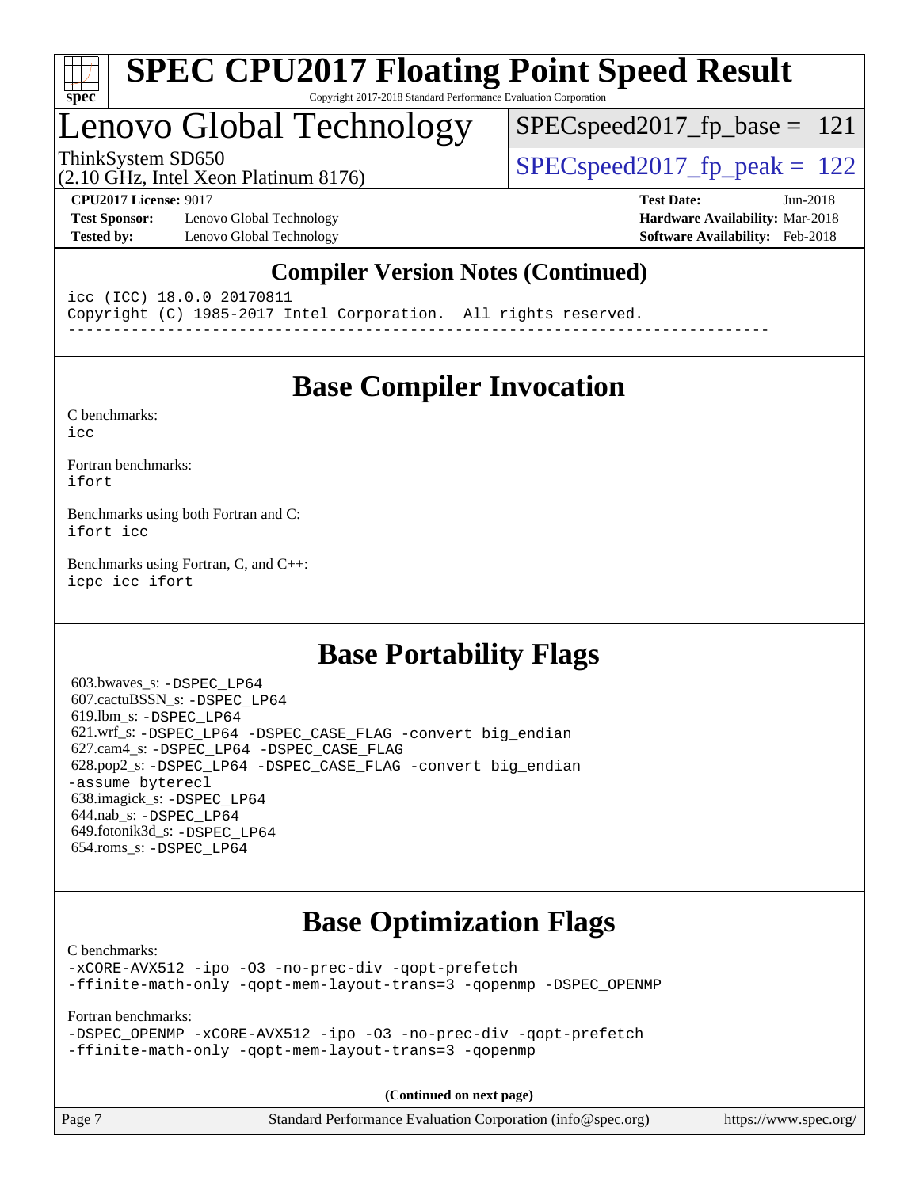## Compiler Version Notes (Continued)

```
icc (ICC) 18.0.0 20170811
Copyright (C) 1985-2017 Intel Corporation.  All rights reserved.
------------------------------------------------------------------------------
```

## Base Compiler Invocation

C benchmarks:
icc

Fortran benchmarks:
ifort

Benchmarks using both Fortran and C:
ifort icc

Benchmarks using Fortran, C, and C++:
icpc icc ifort

## Base Portability Flags

603.bwaves_s: -DSPEC_LP64
607.cactuBSSN_s: -DSPEC_LP64
619.lbm_s: -DSPEC_LP64
621.wrf_s: -DSPEC_LP64 -DSPEC_CASE_FLAG -convert big_endian
627.cam4_s: -DSPEC_LP64 -DSPEC_CASE_FLAG
628.pop2_s: -DSPEC_LP64 -DSPEC_CASE_FLAG -convert big_endian -assume byterecl
638.imagick_s: -DSPEC_LP64
644.nab_s: -DSPEC_LP64
649.fotonik3d_s: -DSPEC_LP64
654.roms_s: -DSPEC_LP64

## Base Optimization Flags

C benchmarks:
-xCORE-AVX512 -ipo -O3 -no-prec-div -qopt-prefetch
-ffinite-math-only -qopt-mem-layout-trans=3 -qopenmp -DSPEC_OPENMP

Fortran benchmarks:
-DSPEC_OPENMP -xCORE-AVX512 -ipo -O3 -no-prec-div -qopt-prefetch
-ffinite-math-only -qopt-mem-layout-trans=3 -qopenmp

**(Continued on next page)**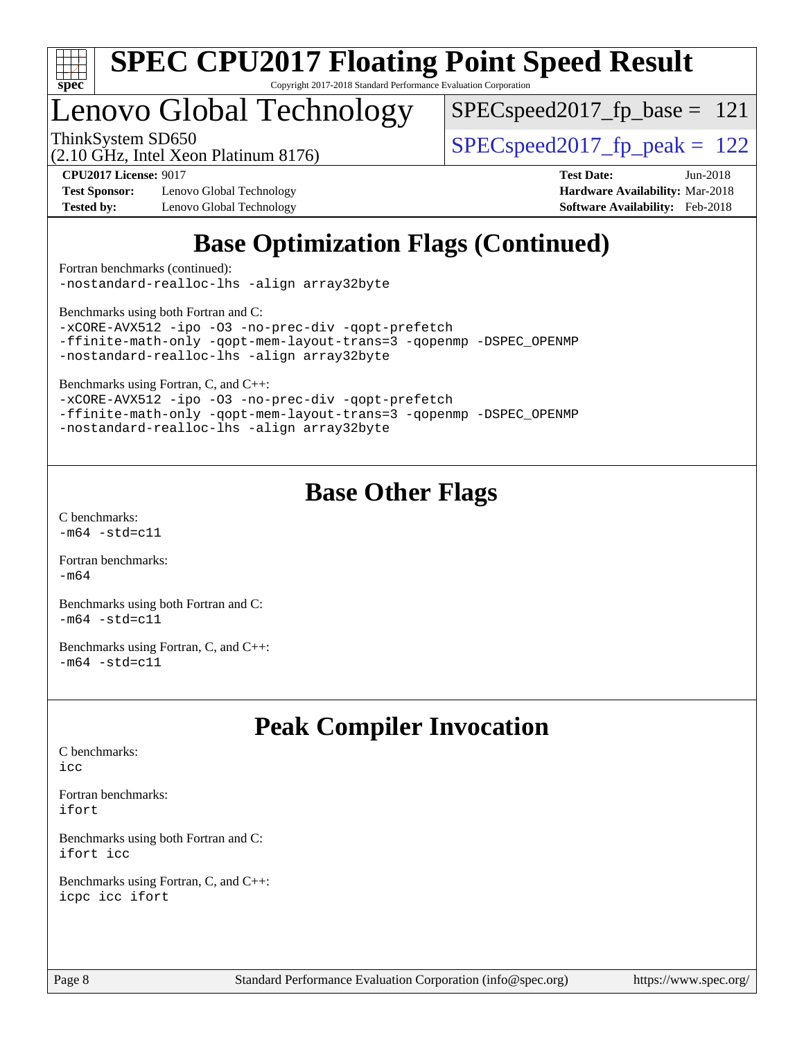# Base Optimization Flags (Continued)

Fortran benchmarks (continued):
```
-nostandard-realloc-lhs -align array32byte
```

Benchmarks using both Fortran and C:
```
-xCORE-AVX512 -ipo -O3 -no-prec-div -qopt-prefetch
-ffinite-math-only -qopt-mem-layout-trans=3 -qopenmp -DSPEC_OPENMP
-nostandard-realloc-lhs -align array32byte
```

Benchmarks using Fortran, C, and C++:
```
-xCORE-AVX512 -ipo -O3 -no-prec-div -qopt-prefetch
-ffinite-math-only -qopt-mem-layout-trans=3 -qopenmp -DSPEC_OPENMP
-nostandard-realloc-lhs -align array32byte
```

# Base Other Flags

C benchmarks:
```
-m64 -std=c11
```

Fortran benchmarks:
```
-m64
```

Benchmarks using both Fortran and C:
```
-m64 -std=c11
```

Benchmarks using Fortran, C, and C++:
```
-m64 -std=c11
```

# Peak Compiler Invocation

C benchmarks:
```
icc
```

Fortran benchmarks:
```
ifort
```

Benchmarks using both Fortran and C:
```
ifort icc
```

Benchmarks using Fortran, C, and C++:
```
icpc icc ifort
```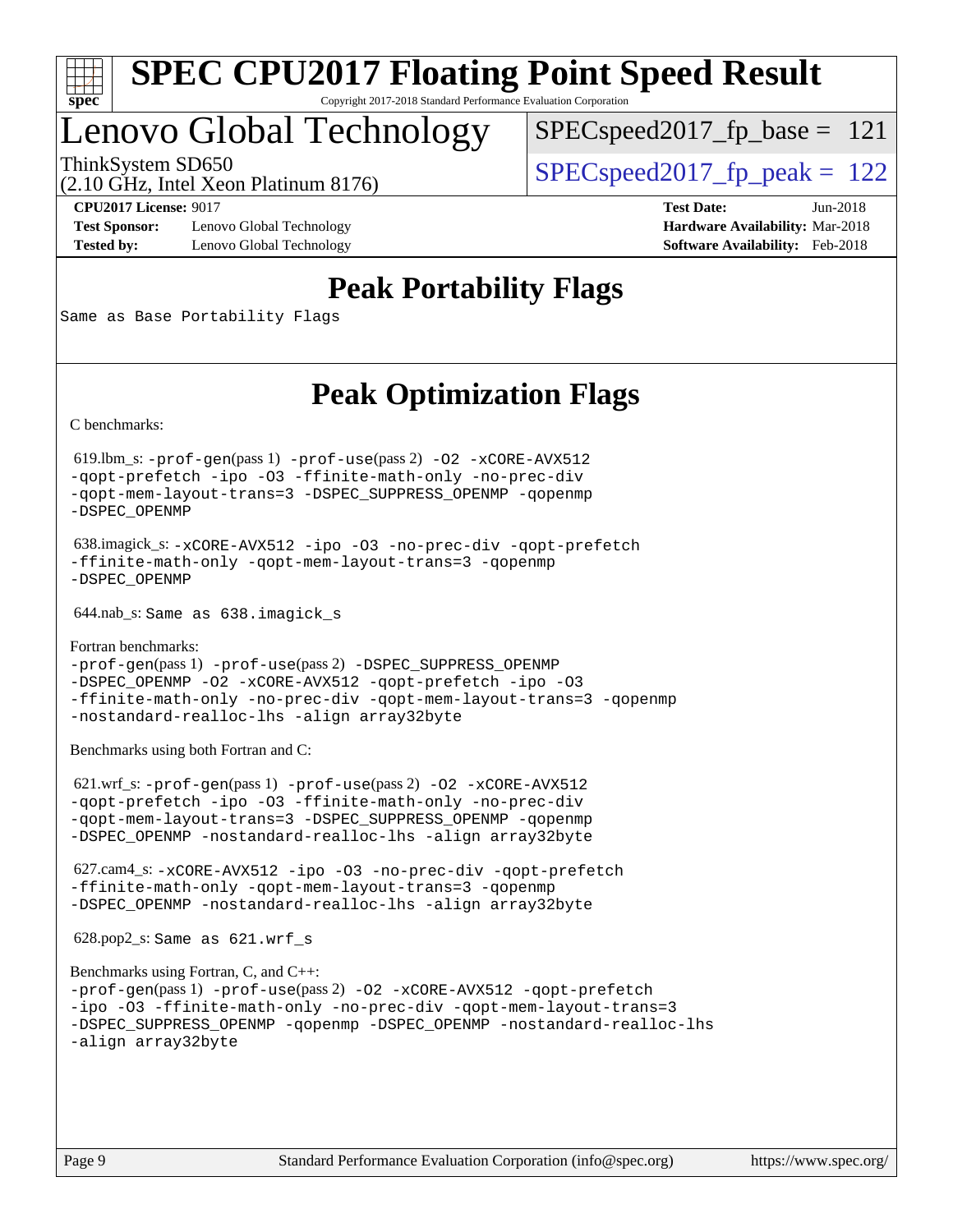# SPEC CPU2017 Floating Point Speed Result

Copyright 2017-2018 Standard Performance Evaluation Corporation

## Lenovo Global Technology

ThinkSystem SD650
(2.10 GHz, Intel Xeon Platinum 8176)

SPECspeed2017_fp_base = 121

SPECspeed2017_fp_peak = 122

**CPU2017 License:** 9017
**Test Sponsor:** Lenovo Global Technology
**Tested by:** Lenovo Global Technology

**Test Date:** Jun-2018
**Hardware Availability:** Mar-2018
**Software Availability:** Feb-2018

## Peak Portability Flags

Same as Base Portability Flags

## Peak Optimization Flags

C benchmarks:

619.lbm_s: -prof-gen(pass 1) -prof-use(pass 2) -O2 -xCORE-AVX512 -qopt-prefetch -ipo -O3 -ffinite-math-only -no-prec-div -qopt-mem-layout-trans=3 -DSPEC_SUPPRESS_OPENMP -qopenmp -DSPEC_OPENMP

638.imagick_s: -xCORE-AVX512 -ipo -O3 -no-prec-div -qopt-prefetch -ffinite-math-only -qopt-mem-layout-trans=3 -qopenmp -DSPEC_OPENMP

644.nab_s: Same as 638.imagick_s

Fortran benchmarks:
-prof-gen(pass 1) -prof-use(pass 2) -DSPEC_SUPPRESS_OPENMP -DSPEC_OPENMP -O2 -xCORE-AVX512 -qopt-prefetch -ipo -O3 -ffinite-math-only -no-prec-div -qopt-mem-layout-trans=3 -qopenmp -nostandard-realloc-lhs -align array32byte

Benchmarks using both Fortran and C:

621.wrf_s: -prof-gen(pass 1) -prof-use(pass 2) -O2 -xCORE-AVX512 -qopt-prefetch -ipo -O3 -ffinite-math-only -no-prec-div -qopt-mem-layout-trans=3 -DSPEC_SUPPRESS_OPENMP -qopenmp -DSPEC_OPENMP -nostandard-realloc-lhs -align array32byte

627.cam4_s: -xCORE-AVX512 -ipo -O3 -no-prec-div -qopt-prefetch -ffinite-math-only -qopt-mem-layout-trans=3 -qopenmp -DSPEC_OPENMP -nostandard-realloc-lhs -align array32byte

628.pop2_s: Same as 621.wrf_s

Benchmarks using Fortran, C, and C++:
-prof-gen(pass 1) -prof-use(pass 2) -O2 -xCORE-AVX512 -qopt-prefetch -ipo -O3 -ffinite-math-only -no-prec-div -qopt-mem-layout-trans=3 -DSPEC_SUPPRESS_OPENMP -qopenmp -DSPEC_OPENMP -nostandard-realloc-lhs -align array32byte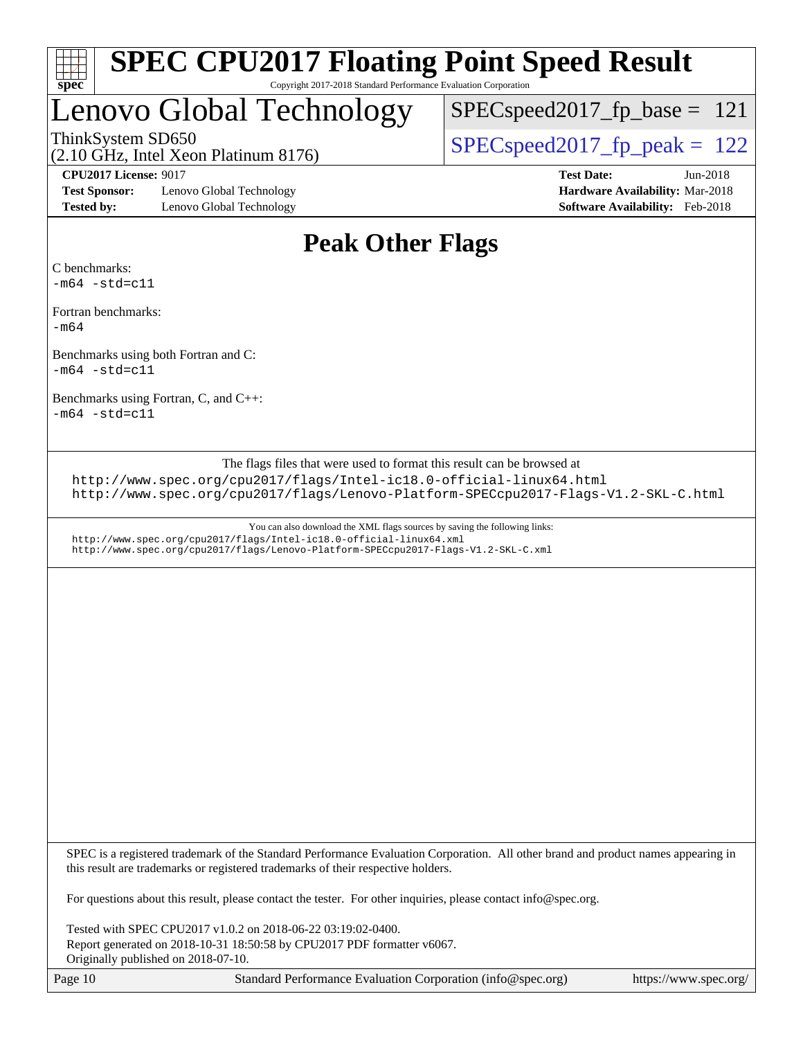# Peak Other Flags

C benchmarks:
-m64 -std=c11

Fortran benchmarks:
-m64

Benchmarks using both Fortran and C:
-m64 -std=c11

Benchmarks using Fortran, C, and C++:
-m64 -std=c11

The flags files that were used to format this result can be browsed at
http://www.spec.org/cpu2017/flags/Intel-ic18.0-official-linux64.html
http://www.spec.org/cpu2017/flags/Lenovo-Platform-SPECcpu2017-Flags-V1.2-SKL-C.html

You can also download the XML flags sources by saving the following links:
http://www.spec.org/cpu2017/flags/Intel-ic18.0-official-linux64.xml
http://www.spec.org/cpu2017/flags/Lenovo-Platform-SPECcpu2017-Flags-V1.2-SKL-C.xml

SPEC is a registered trademark of the Standard Performance Evaluation Corporation. All other brand and product names appearing in this result are trademarks or registered trademarks of their respective holders.

For questions about this result, please contact the tester. For other inquiries, please contact info@spec.org.

Tested with SPEC CPU2017 v1.0.2 on 2018-06-22 03:19:02-0400.
Report generated on 2018-10-31 18:50:58 by CPU2017 PDF formatter v6067.
Originally published on 2018-07-10.